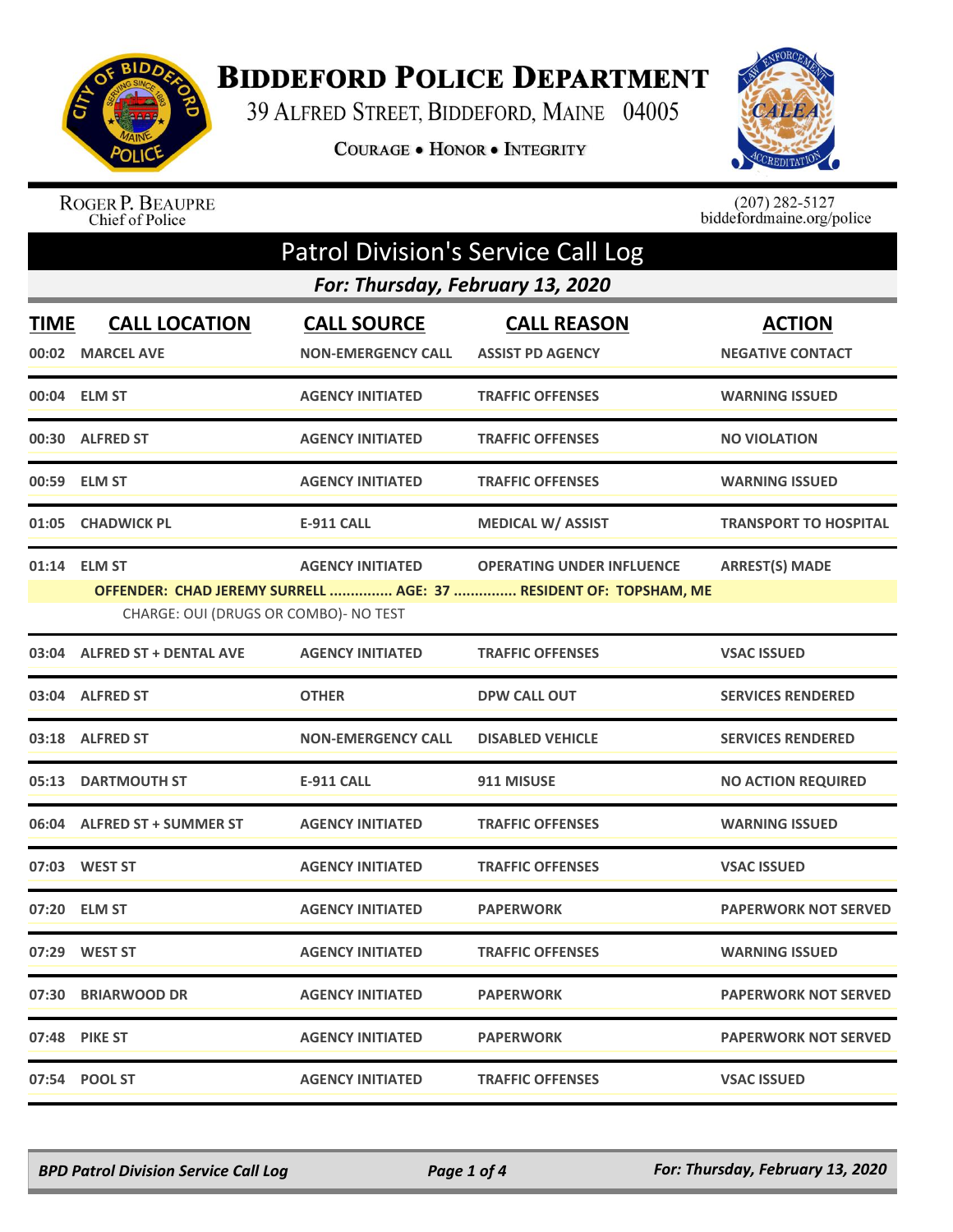# Biddeford Police Department

39 Alfred Street, Biddeford, Maine 04005

**Courage • Honor • Integrity**

Roger P. Beaupre
Chief of Police

(207) 282-5127
biddefordmaine.org/police

## Patrol Division's Service Call Log

### For: Thursday, February 13, 2020

| TIME | CALL LOCATION | CALL SOURCE | CALL REASON | ACTION |
|---|---|---|---|---|
| 00:02 | MARCEL AVE | NON-EMERGENCY CALL | ASSIST PD AGENCY | NEGATIVE CONTACT |
| 00:04 | ELM ST | AGENCY INITIATED | TRAFFIC OFFENSES | WARNING ISSUED |
| 00:30 | ALFRED ST | AGENCY INITIATED | TRAFFIC OFFENSES | NO VIOLATION |
| 00:59 | ELM ST | AGENCY INITIATED | TRAFFIC OFFENSES | WARNING ISSUED |
| 01:05 | CHADWICK PL | E-911 CALL | MEDICAL W/ ASSIST | TRANSPORT TO HOSPITAL |
| 01:14 | ELM ST | AGENCY INITIATED | OPERATING UNDER INFLUENCE | ARREST(S) MADE |
| | OFFENDER: CHAD JEREMY SURRELL ............... AGE: 37 ............... RESIDENT OF: TOPSHAM, ME | | | |
| | CHARGE: OUI (DRUGS OR COMBO)- NO TEST | | | |
| 03:04 | ALFRED ST + DENTAL AVE | AGENCY INITIATED | TRAFFIC OFFENSES | VSAC ISSUED |
| 03:04 | ALFRED ST | OTHER | DPW CALL OUT | SERVICES RENDERED |
| 03:18 | ALFRED ST | NON-EMERGENCY CALL | DISABLED VEHICLE | SERVICES RENDERED |
| 05:13 | DARTMOUTH ST | E-911 CALL | 911 MISUSE | NO ACTION REQUIRED |
| 06:04 | ALFRED ST + SUMMER ST | AGENCY INITIATED | TRAFFIC OFFENSES | WARNING ISSUED |
| 07:03 | WEST ST | AGENCY INITIATED | TRAFFIC OFFENSES | VSAC ISSUED |
| 07:20 | ELM ST | AGENCY INITIATED | PAPERWORK | PAPERWORK NOT SERVED |
| 07:29 | WEST ST | AGENCY INITIATED | TRAFFIC OFFENSES | WARNING ISSUED |
| 07:30 | BRIARWOOD DR | AGENCY INITIATED | PAPERWORK | PAPERWORK NOT SERVED |
| 07:48 | PIKE ST | AGENCY INITIATED | PAPERWORK | PAPERWORK NOT SERVED |
| 07:54 | POOL ST | AGENCY INITIATED | TRAFFIC OFFENSES | VSAC ISSUED |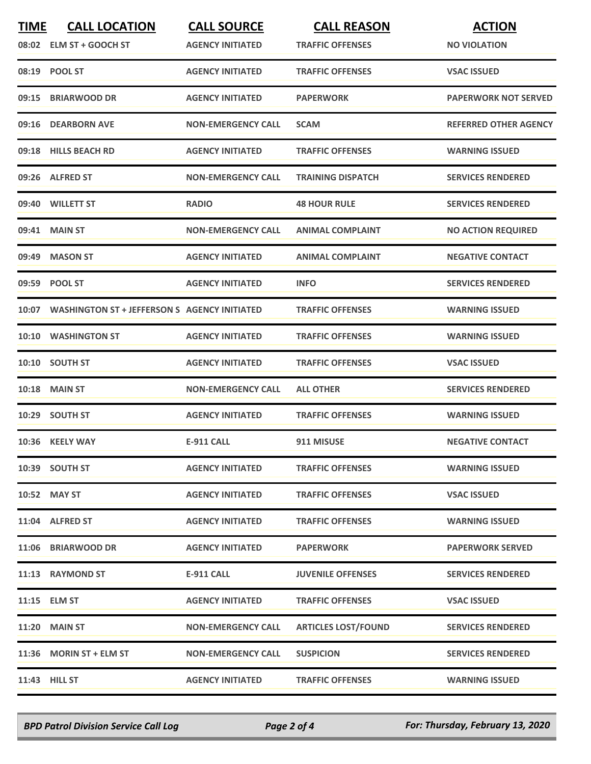| TIME | CALL LOCATION | CALL SOURCE | CALL REASON | ACTION |
|---|---|---|---|---|
| 08:02 | ELM ST + GOOCH ST | AGENCY INITIATED | TRAFFIC OFFENSES | NO VIOLATION |
| 08:19 | POOL ST | AGENCY INITIATED | TRAFFIC OFFENSES | VSAC ISSUED |
| 09:15 | BRIARWOOD DR | AGENCY INITIATED | PAPERWORK | PAPERWORK NOT SERVED |
| 09:16 | DEARBORN AVE | NON-EMERGENCY CALL | SCAM | REFERRED OTHER AGENCY |
| 09:18 | HILLS BEACH RD | AGENCY INITIATED | TRAFFIC OFFENSES | WARNING ISSUED |
| 09:26 | ALFRED ST | NON-EMERGENCY CALL | TRAINING DISPATCH | SERVICES RENDERED |
| 09:40 | WILLETT ST | RADIO | 48 HOUR RULE | SERVICES RENDERED |
| 09:41 | MAIN ST | NON-EMERGENCY CALL | ANIMAL COMPLAINT | NO ACTION REQUIRED |
| 09:49 | MASON ST | AGENCY INITIATED | ANIMAL COMPLAINT | NEGATIVE CONTACT |
| 09:59 | POOL ST | AGENCY INITIATED | INFO | SERVICES RENDERED |
| 10:07 | WASHINGTON ST + JEFFERSON S | AGENCY INITIATED | TRAFFIC OFFENSES | WARNING ISSUED |
| 10:10 | WASHINGTON ST | AGENCY INITIATED | TRAFFIC OFFENSES | WARNING ISSUED |
| 10:10 | SOUTH ST | AGENCY INITIATED | TRAFFIC OFFENSES | VSAC ISSUED |
| 10:18 | MAIN ST | NON-EMERGENCY CALL | ALL OTHER | SERVICES RENDERED |
| 10:29 | SOUTH ST | AGENCY INITIATED | TRAFFIC OFFENSES | WARNING ISSUED |
| 10:36 | KEELY WAY | E-911 CALL | 911 MISUSE | NEGATIVE CONTACT |
| 10:39 | SOUTH ST | AGENCY INITIATED | TRAFFIC OFFENSES | WARNING ISSUED |
| 10:52 | MAY ST | AGENCY INITIATED | TRAFFIC OFFENSES | VSAC ISSUED |
| 11:04 | ALFRED ST | AGENCY INITIATED | TRAFFIC OFFENSES | WARNING ISSUED |
| 11:06 | BRIARWOOD DR | AGENCY INITIATED | PAPERWORK | PAPERWORK SERVED |
| 11:13 | RAYMOND ST | E-911 CALL | JUVENILE OFFENSES | SERVICES RENDERED |
| 11:15 | ELM ST | AGENCY INITIATED | TRAFFIC OFFENSES | VSAC ISSUED |
| 11:20 | MAIN ST | NON-EMERGENCY CALL | ARTICLES LOST/FOUND | SERVICES RENDERED |
| 11:36 | MORIN ST + ELM ST | NON-EMERGENCY CALL | SUSPICION | SERVICES RENDERED |
| 11:43 | HILL ST | AGENCY INITIATED | TRAFFIC OFFENSES | WARNING ISSUED |

*BPD Patrol Division Service Call Log* — *For: Thursday, February 13, 2020*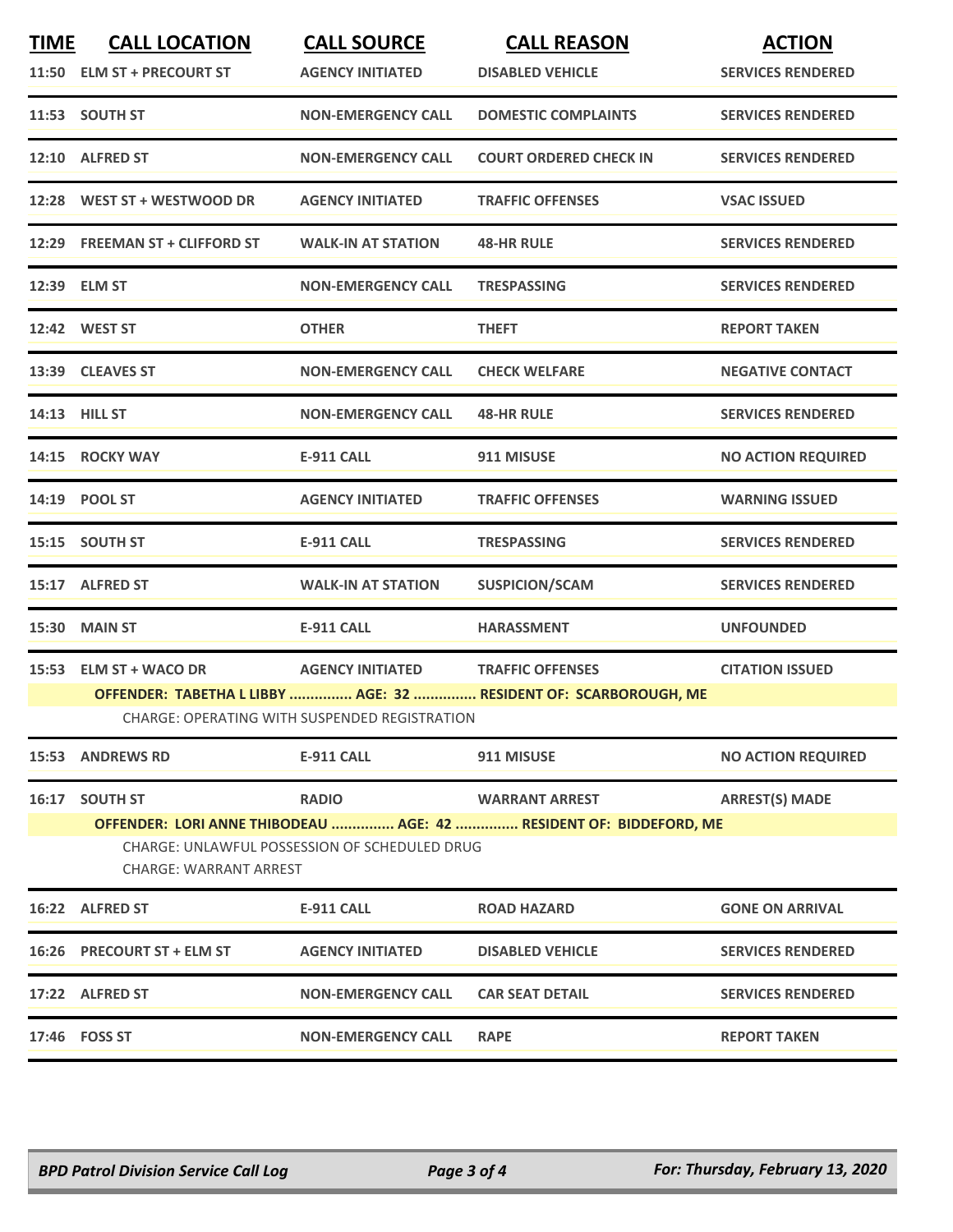| TIME | CALL LOCATION | CALL SOURCE | CALL REASON | ACTION |
|---|---|---|---|---|
| 11:50 | ELM ST + PRECOURT ST | AGENCY INITIATED | DISABLED VEHICLE | SERVICES RENDERED |
| 11:53 | SOUTH ST | NON-EMERGENCY CALL | DOMESTIC COMPLAINTS | SERVICES RENDERED |
| 12:10 | ALFRED ST | NON-EMERGENCY CALL | COURT ORDERED CHECK IN | SERVICES RENDERED |
| 12:28 | WEST ST + WESTWOOD DR | AGENCY INITIATED | TRAFFIC OFFENSES | VSAC ISSUED |
| 12:29 | FREEMAN ST + CLIFFORD ST | WALK-IN AT STATION | 48-HR RULE | SERVICES RENDERED |
| 12:39 | ELM ST | NON-EMERGENCY CALL | TRESPASSING | SERVICES RENDERED |
| 12:42 | WEST ST | OTHER | THEFT | REPORT TAKEN |
| 13:39 | CLEAVES ST | NON-EMERGENCY CALL | CHECK WELFARE | NEGATIVE CONTACT |
| 14:13 | HILL ST | NON-EMERGENCY CALL | 48-HR RULE | SERVICES RENDERED |
| 14:15 | ROCKY WAY | E-911 CALL | 911 MISUSE | NO ACTION REQUIRED |
| 14:19 | POOL ST | AGENCY INITIATED | TRAFFIC OFFENSES | WARNING ISSUED |
| 15:15 | SOUTH ST | E-911 CALL | TRESPASSING | SERVICES RENDERED |
| 15:17 | ALFRED ST | WALK-IN AT STATION | SUSPICION/SCAM | SERVICES RENDERED |
| 15:30 | MAIN ST | E-911 CALL | HARASSMENT | UNFOUNDED |
| 15:53 | ELM ST + WACO DR | AGENCY INITIATED | TRAFFIC OFFENSES | CITATION ISSUED |

**OFFENDER: TABETHA L LIBBY ............... AGE: 32 ............... RESIDENT OF: SCARBOROUGH, ME**

CHARGE: OPERATING WITH SUSPENDED REGISTRATION

| TIME | CALL LOCATION | CALL SOURCE | CALL REASON | ACTION |
|---|---|---|---|---|
| 15:53 | ANDREWS RD | E-911 CALL | 911 MISUSE | NO ACTION REQUIRED |
| 16:17 | SOUTH ST | RADIO | WARRANT ARREST | ARREST(S) MADE |

**OFFENDER: LORI ANNE THIBODEAU ............... AGE: 42 ............... RESIDENT OF: BIDDEFORD, ME**

CHARGE: UNLAWFUL POSSESSION OF SCHEDULED DRUG
CHARGE: WARRANT ARREST

| TIME | CALL LOCATION | CALL SOURCE | CALL REASON | ACTION |
|---|---|---|---|---|
| 16:22 | ALFRED ST | E-911 CALL | ROAD HAZARD | GONE ON ARRIVAL |
| 16:26 | PRECOURT ST + ELM ST | AGENCY INITIATED | DISABLED VEHICLE | SERVICES RENDERED |
| 17:22 | ALFRED ST | NON-EMERGENCY CALL | CAR SEAT DETAIL | SERVICES RENDERED |
| 17:46 | FOSS ST | NON-EMERGENCY CALL | RAPE | REPORT TAKEN |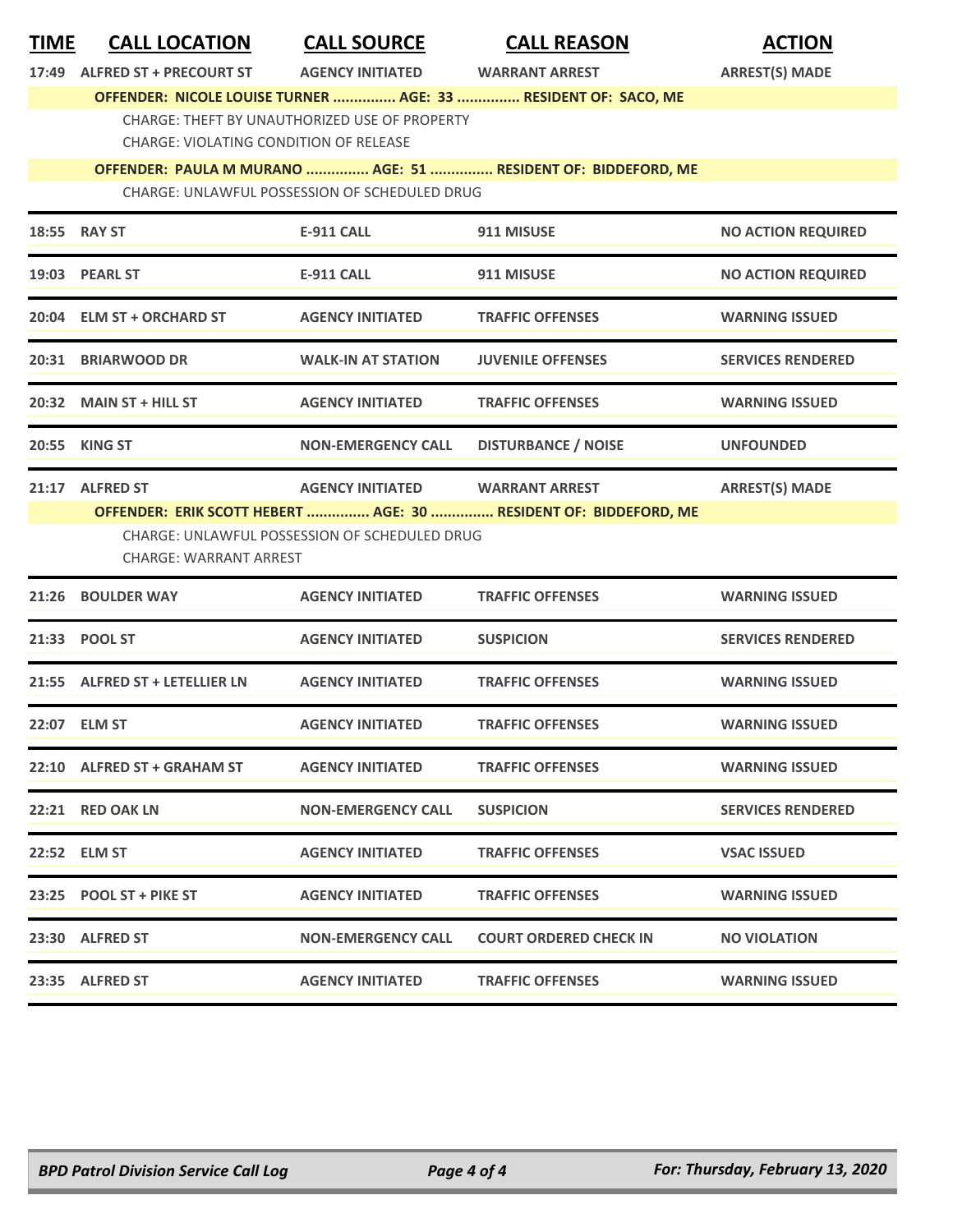| TIME | CALL LOCATION | CALL SOURCE | CALL REASON | ACTION |
|---|---|---|---|---|
| 17:49 | ALFRED ST + PRECOURT ST | AGENCY INITIATED | WARRANT ARREST | ARREST(S) MADE |
| | OFFENDER: NICOLE LOUISE TURNER ............... AGE: 33 ............... RESIDENT OF: SACO, ME | | | |
| | CHARGE: THEFT BY UNAUTHORIZED USE OF PROPERTY | | | |
| | CHARGE: VIOLATING CONDITION OF RELEASE | | | |
| | OFFENDER: PAULA M MURANO ............... AGE: 51 ............... RESIDENT OF: BIDDEFORD, ME | | | |
| | CHARGE: UNLAWFUL POSSESSION OF SCHEDULED DRUG | | | |
| 18:55 | RAY ST | E-911 CALL | 911 MISUSE | NO ACTION REQUIRED |
| 19:03 | PEARL ST | E-911 CALL | 911 MISUSE | NO ACTION REQUIRED |
| 20:04 | ELM ST + ORCHARD ST | AGENCY INITIATED | TRAFFIC OFFENSES | WARNING ISSUED |
| 20:31 | BRIARWOOD DR | WALK-IN AT STATION | JUVENILE OFFENSES | SERVICES RENDERED |
| 20:32 | MAIN ST + HILL ST | AGENCY INITIATED | TRAFFIC OFFENSES | WARNING ISSUED |
| 20:55 | KING ST | NON-EMERGENCY CALL | DISTURBANCE / NOISE | UNFOUNDED |
| 21:17 | ALFRED ST | AGENCY INITIATED | WARRANT ARREST | ARREST(S) MADE |
| | OFFENDER: ERIK SCOTT HEBERT ............... AGE: 30 ............... RESIDENT OF: BIDDEFORD, ME | | | |
| | CHARGE: UNLAWFUL POSSESSION OF SCHEDULED DRUG | | | |
| | CHARGE: WARRANT ARREST | | | |
| 21:26 | BOULDER WAY | AGENCY INITIATED | TRAFFIC OFFENSES | WARNING ISSUED |
| 21:33 | POOL ST | AGENCY INITIATED | SUSPICION | SERVICES RENDERED |
| 21:55 | ALFRED ST + LETELLIER LN | AGENCY INITIATED | TRAFFIC OFFENSES | WARNING ISSUED |
| 22:07 | ELM ST | AGENCY INITIATED | TRAFFIC OFFENSES | WARNING ISSUED |
| 22:10 | ALFRED ST + GRAHAM ST | AGENCY INITIATED | TRAFFIC OFFENSES | WARNING ISSUED |
| 22:21 | RED OAK LN | NON-EMERGENCY CALL | SUSPICION | SERVICES RENDERED |
| 22:52 | ELM ST | AGENCY INITIATED | TRAFFIC OFFENSES | VSAC ISSUED |
| 23:25 | POOL ST + PIKE ST | AGENCY INITIATED | TRAFFIC OFFENSES | WARNING ISSUED |
| 23:30 | ALFRED ST | NON-EMERGENCY CALL | COURT ORDERED CHECK IN | NO VIOLATION |
| 23:35 | ALFRED ST | AGENCY INITIATED | TRAFFIC OFFENSES | WARNING ISSUED |